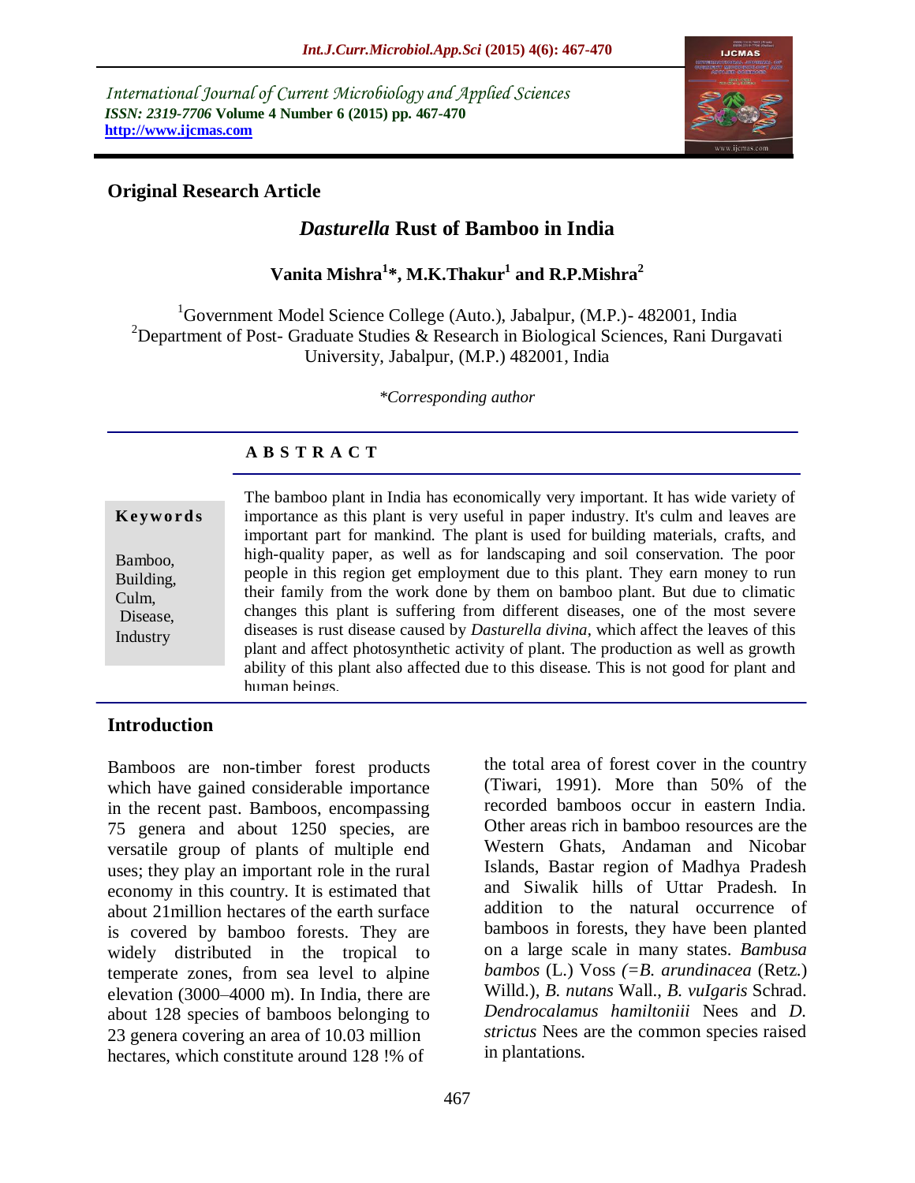International Journal of Current Microbiology and Applied Sciences
*ISSN: 2319-7706* **Volume 4 Number 6 (2015) pp. 467-470**
**http://www.ijcmas.com**

**Original Research Article**

# *Dasturella* Rust of Bamboo in India

**Vanita Mishra[1]*, M.K.Thakur[1] and R.P.Mishra[2]**

[1]Government Model Science College (Auto.), Jabalpur, (M.P.)- 482001, India
[2]Department of Post- Graduate Studies & Research in Biological Sciences, Rani Durgavati University, Jabalpur, (M.P.) 482001, India

*\*Corresponding author*

## A B S T R A C T

**Keywords**

Bamboo, Building, Culm, Disease, Industry

The bamboo plant in India has economically very important. It has wide variety of importance as this plant is very useful in paper industry. It's culm and leaves are important part for mankind. The plant is used for building materials, crafts, and high-quality paper, as well as for landscaping and soil conservation. The poor people in this region get employment due to this plant. They earn money to run their family from the work done by them on bamboo plant. But due to climatic changes this plant is suffering from different diseases, one of the most severe diseases is rust disease caused by *Dasturella divina*, which affect the leaves of this plant and affect photosynthetic activity of plant. The production as well as growth ability of this plant also affected due to this disease. This is not good for plant and human beings.

## Introduction

Bamboos are non-timber forest products which have gained considerable importance in the recent past. Bamboos, encompassing 75 genera and about 1250 species, are versatile group of plants of multiple end uses; they play an important role in the rural economy in this country. It is estimated that about 21million hectares of the earth surface is covered by bamboo forests. They are widely distributed in the tropical to temperate zones, from sea level to alpine elevation (3000–4000 m). In India, there are about 128 species of bamboos belonging to 23 genera covering an area of 10.03 million hectares, which constitute around 128 !% of the total area of forest cover in the country (Tiwari, 1991). More than 50% of the recorded bamboos occur in eastern India. Other areas rich in bamboo resources are the Western Ghats, Andaman and Nicobar Islands, Bastar region of Madhya Pradesh and Siwalik hills of Uttar Pradesh. In addition to the natural occurrence of bamboos in forests, they have been planted on a large scale in many states. *Bambusa bambos* (L.) Voss *(=B. arundinacea* (Retz.) Willd.), *B. nutans* Wall., *B. vuIgaris* Schrad. *Dendrocalamus hamiltoniii* Nees and *D. strictus* Nees are the common species raised in plantations.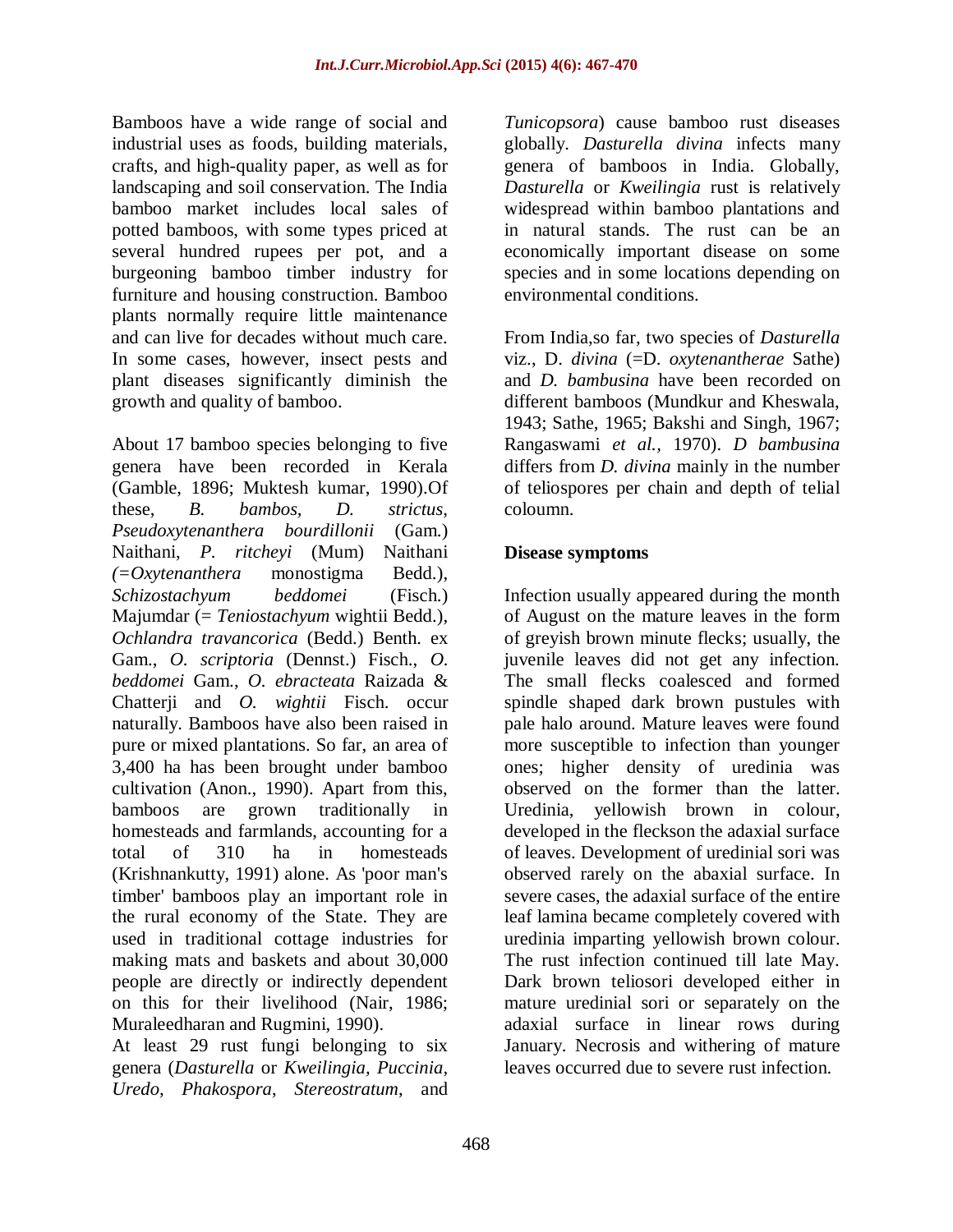Bamboos have a wide range of social and industrial uses as foods, building materials, crafts, and high-quality paper, as well as for landscaping and soil conservation. The India bamboo market includes local sales of potted bamboos, with some types priced at several hundred rupees per pot, and a burgeoning bamboo timber industry for furniture and housing construction. Bamboo plants normally require little maintenance and can live for decades without much care. In some cases, however, insect pests and plant diseases significantly diminish the growth and quality of bamboo.

About 17 bamboo species belonging to five genera have been recorded in Kerala (Gamble, 1896; Muktesh kumar, 1990).Of these, *B. bambos, D. strictus*, *Pseudoxytenanthera bourdillonii* (Gam.) Naithani, *P. ritcheyi* (Mum) Naithani *(=Oxytenanthera* monostigma Bedd.), *Schizostachyum beddomei* (Fisch.) Majumdar (= *Teniostachyum* wightii Bedd.), *Ochlandra travancorica* (Bedd.) Benth. ex Gam., *O. scriptoria* (Dennst.) Fisch., *O. beddomei* Gam., *O. ebracteata* Raizada & Chatterji and *O. wightii* Fisch. occur naturally. Bamboos have also been raised in pure or mixed plantations. So far, an area of 3,400 ha has been brought under bamboo cultivation (Anon., 1990). Apart from this, bamboos are grown traditionally in homesteads and farmlands, accounting for a total of 310 ha in homesteads (Krishnankutty, 1991) alone. As 'poor man's timber' bamboos play an important role in the rural economy of the State. They are used in traditional cottage industries for making mats and baskets and about 30,000 people are directly or indirectly dependent on this for their livelihood (Nair, 1986; Muraleedharan and Rugmini, 1990).

At least 29 rust fungi belonging to six genera (*Dasturella* or *Kweilingia, Puccinia, Uredo, Phakospora*, *Stereostratum*, and *Tunicopsora*) cause bamboo rust diseases globally. *Dasturella divina* infects many genera of bamboos in India. Globally, *Dasturella* or *Kweilingia* rust is relatively widespread within bamboo plantations and in natural stands. The rust can be an economically important disease on some species and in some locations depending on environmental conditions.

From India,so far, two species of *Dasturella* viz., D. *divina* (=D. *oxytenantherae* Sathe) and *D. bambusina* have been recorded on different bamboos (Mundkur and Kheswala, 1943; Sathe, 1965; Bakshi and Singh, 1967; Rangaswami *et al.,* 1970). *D bambusina* differs from *D. divina* mainly in the number of teliospores per chain and depth of telial coloumn.

**Disease symptoms**

Infection usually appeared during the month of August on the mature leaves in the form of greyish brown minute flecks; usually, the juvenile leaves did not get any infection. The small flecks coalesced and formed spindle shaped dark brown pustules with pale halo around. Mature leaves were found more susceptible to infection than younger ones; higher density of uredinia was observed on the former than the latter. Uredinia, yellowish brown in colour, developed in the fleckson the adaxial surface of leaves. Development of uredinial sori was observed rarely on the abaxial surface. In severe cases, the adaxial surface of the entire leaf lamina became completely covered with uredinia imparting yellowish brown colour. The rust infection continued till late May. Dark brown teliosori developed either in mature uredinial sori or separately on the adaxial surface in linear rows during January. Necrosis and withering of mature leaves occurred due to severe rust infection.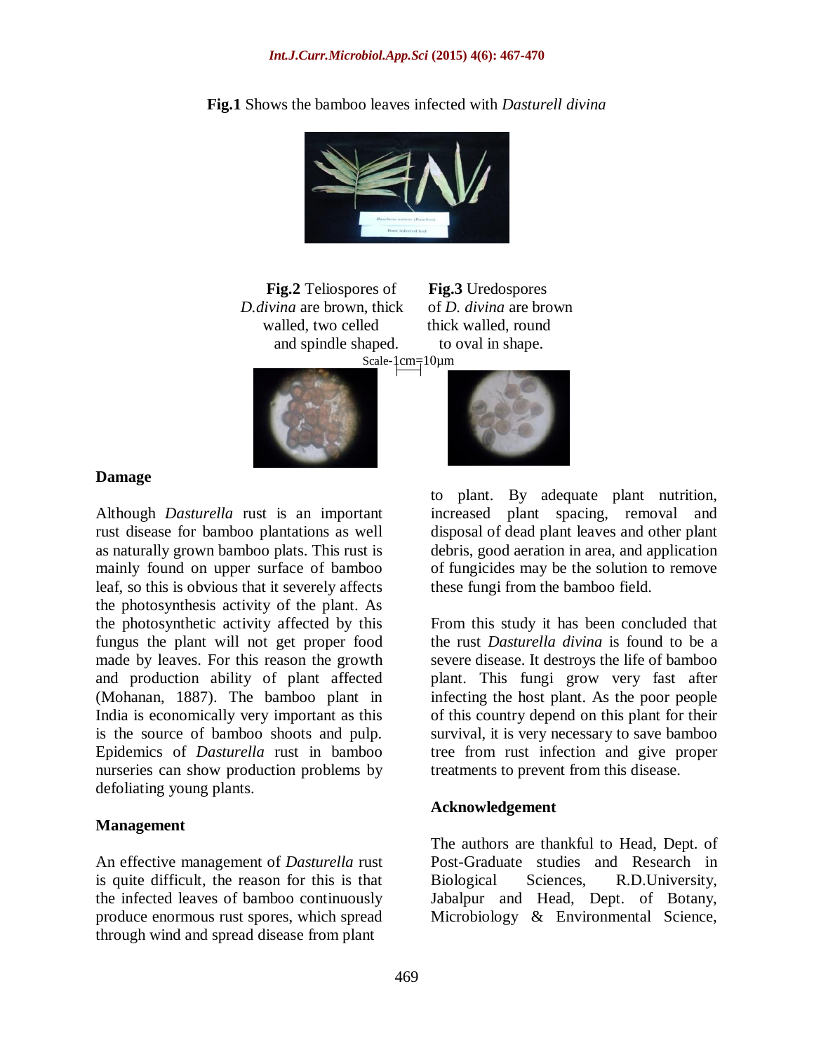**Fig.1** Shows the bamboo leaves infected with *Dasturell divina*

**Fig.2** Teliospores of *D.divina* are brown, thick walled, two celled and spindle shaped.

**Fig.3** Uredospores of *D. divina* are brown thick walled, round to oval in shape.

Scale-1cm=10μm

## Damage

Although *Dasturella* rust is an important rust disease for bamboo plantations as well as naturally grown bamboo plats. This rust is mainly found on upper surface of bamboo leaf, so this is obvious that it severely affects the photosynthesis activity of the plant. As the photosynthetic activity affected by this fungus the plant will not get proper food made by leaves. For this reason the growth and production ability of plant affected (Mohanan, 1887). The bamboo plant in India is economically very important as this is the source of bamboo shoots and pulp. Epidemics of *Dasturella* rust in bamboo nurseries can show production problems by defoliating young plants.

## Management

An effective management of *Dasturella* rust is quite difficult, the reason for this is that the infected leaves of bamboo continuously produce enormous rust spores, which spread through wind and spread disease from plant to plant. By adequate plant nutrition, increased plant spacing, removal and disposal of dead plant leaves and other plant debris, good aeration in area, and application of fungicides may be the solution to remove these fungi from the bamboo field.

From this study it has been concluded that the rust *Dasturella divina* is found to be a severe disease. It destroys the life of bamboo plant. This fungi grow very fast after infecting the host plant. As the poor people of this country depend on this plant for their survival, it is very necessary to save bamboo tree from rust infection and give proper treatments to prevent from this disease.

## Acknowledgement

The authors are thankful to Head, Dept. of Post-Graduate studies and Research in Biological Sciences, R.D.University, Jabalpur and Head, Dept. of Botany, Microbiology & Environmental Science,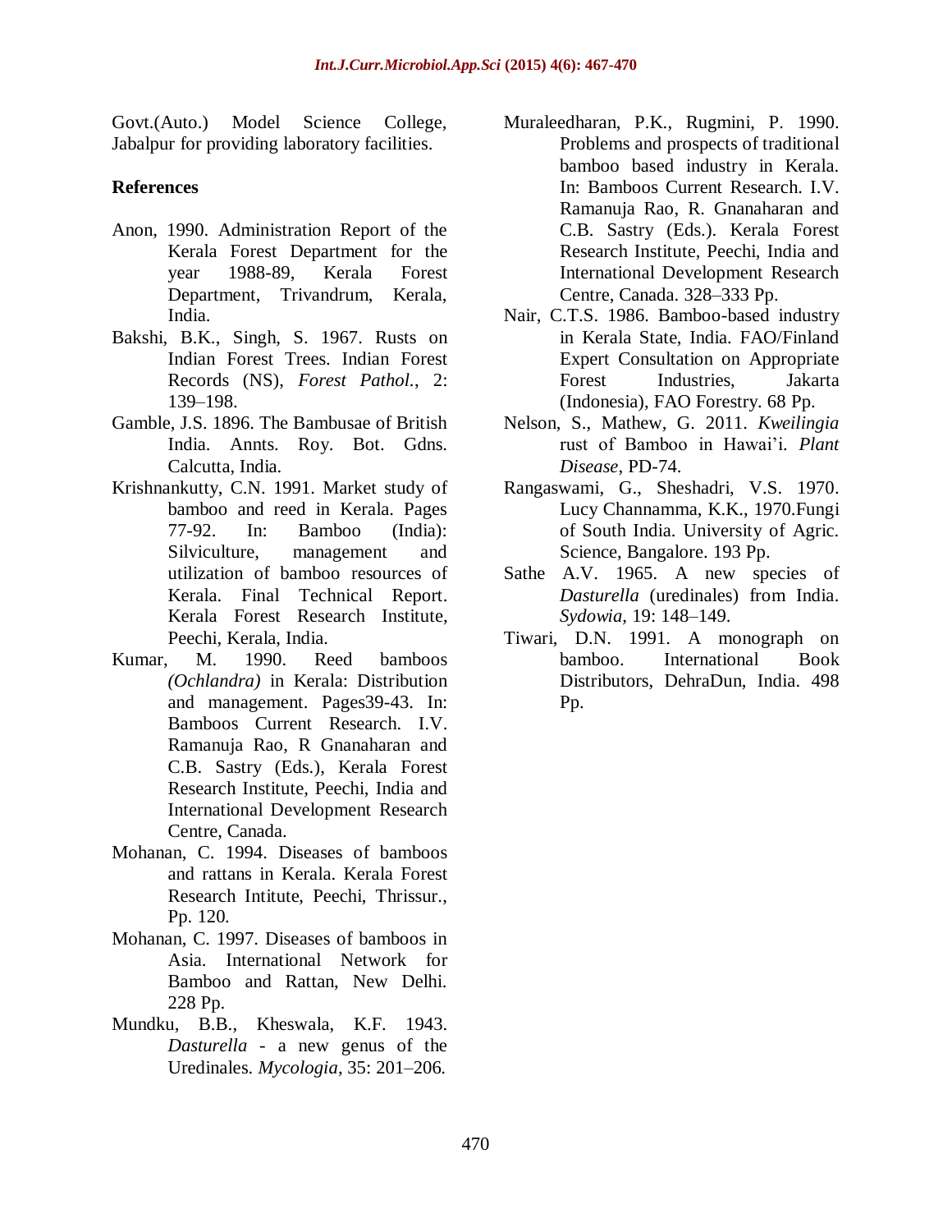Govt.(Auto.) Model Science College, Jabalpur for providing laboratory facilities.

## References

Anon, 1990. Administration Report of the Kerala Forest Department for the year 1988-89, Kerala Forest Department, Trivandrum, Kerala, India.

Bakshi, B.K., Singh, S. 1967. Rusts on Indian Forest Trees. Indian Forest Records (NS), *Forest Pathol.*, 2: 139–198.

Gamble, J.S. 1896. The Bambusae of British India. Annts. Roy. Bot. Gdns. Calcutta, India.

Krishnankutty, C.N. 1991. Market study of bamboo and reed in Kerala. Pages 77-92. In: Bamboo (India): Silviculture, management and utilization of bamboo resources of Kerala. Final Technical Report. Kerala Forest Research Institute, Peechi, Kerala, India.

Kumar, M. 1990. Reed bamboos *(Ochlandra)* in Kerala: Distribution and management. Pages39-43. In: Bamboos Current Research. I.V. Ramanuja Rao, R Gnanaharan and C.B. Sastry (Eds.), Kerala Forest Research Institute, Peechi, India and International Development Research Centre, Canada.

Mohanan, C. 1994. Diseases of bamboos and rattans in Kerala. Kerala Forest Research Intitute, Peechi, Thrissur., Pp. 120.

Mohanan, C. 1997. Diseases of bamboos in Asia. International Network for Bamboo and Rattan, New Delhi. 228 Pp.

Mundku, B.B., Kheswala, K.F. 1943. *Dasturella* - a new genus of the Uredinales. *Mycologia*, 35: 201–206.

Muraleedharan, P.K., Rugmini, P. 1990. Problems and prospects of traditional bamboo based industry in Kerala. In: Bamboos Current Research. I.V. Ramanuja Rao, R. Gnanaharan and C.B. Sastry (Eds.). Kerala Forest Research Institute, Peechi, India and International Development Research Centre, Canada. 328–333 Pp.

Nair, C.T.S. 1986. Bamboo-based industry in Kerala State, India. FAO/Finland Expert Consultation on Appropriate Forest Industries, Jakarta (Indonesia), FAO Forestry. 68 Pp.

Nelson, S., Mathew, G. 2011. *Kweilingia* rust of Bamboo in Hawai'i. *Plant Disease*, PD-74.

Rangaswami, G., Sheshadri, V.S. 1970. Lucy Channamma, K.K., 1970.Fungi of South India. University of Agric. Science, Bangalore. 193 Pp.

Sathe A.V. 1965. A new species of *Dasturella* (uredinales) from India. *Sydowia,* 19: 148–149.

Tiwari, D.N. 1991. A monograph on bamboo. International Book Distributors, DehraDun, India. 498 Pp.